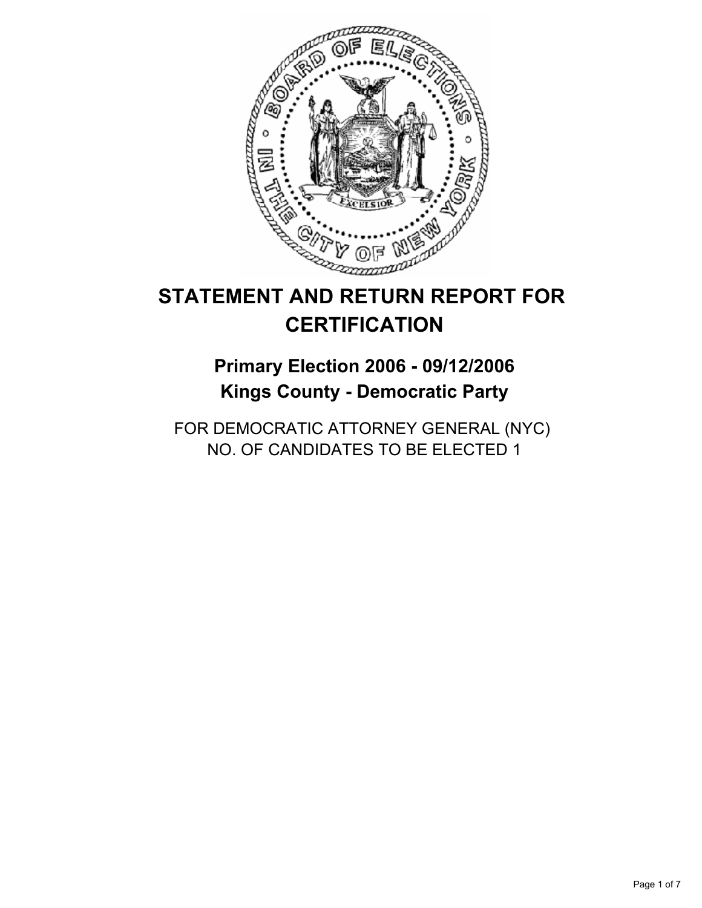# STATEMENT AND RETURN REPORT FOR CERTIFICATION

## Primary Election 2006 - 09/12/2006
## Kings County - Democratic Party

FOR DEMOCRATIC ATTORNEY GENERAL (NYC)
NO. OF CANDIDATES TO BE ELECTED 1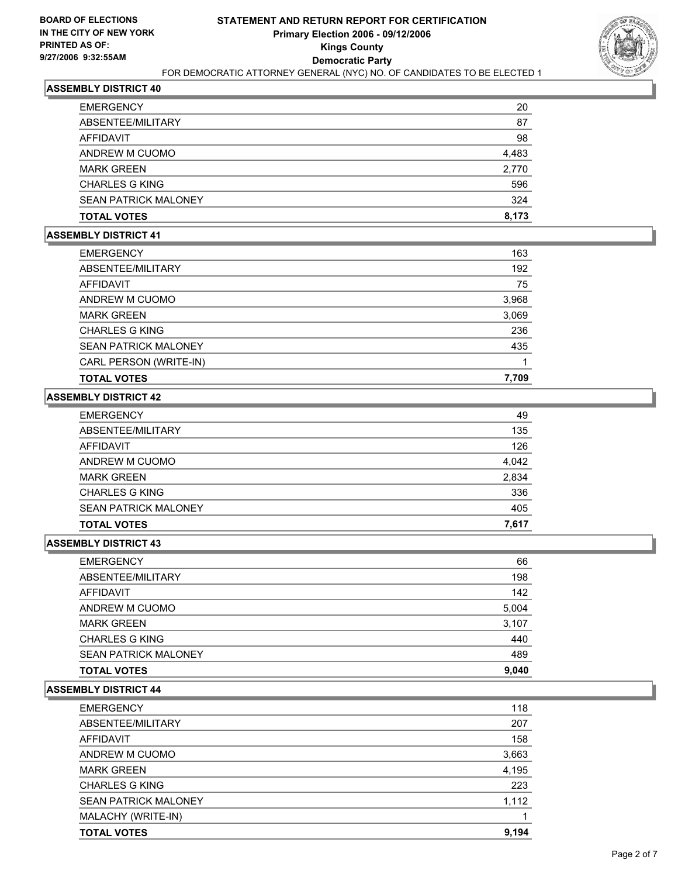**BOARD OF ELECTIONS IN THE CITY OF NEW YORK PRINTED AS OF: 9/27/2006 9:32:55AM**

# STATEMENT AND RETURN REPORT FOR CERTIFICATION
## Primary Election 2006 - 09/12/2006
## Kings County
## Democratic Party

FOR DEMOCRATIC ATTORNEY GENERAL (NYC) NO. OF CANDIDATES TO BE ELECTED 1

### ASSEMBLY DISTRICT 40

| | |
|---|---|
| EMERGENCY | 20 |
| ABSENTEE/MILITARY | 87 |
| AFFIDAVIT | 98 |
| ANDREW M CUOMO | 4,483 |
| MARK GREEN | 2,770 |
| CHARLES G KING | 596 |
| SEAN PATRICK MALONEY | 324 |
| **TOTAL VOTES** | **8,173** |

### ASSEMBLY DISTRICT 41

| | |
|---|---|
| EMERGENCY | 163 |
| ABSENTEE/MILITARY | 192 |
| AFFIDAVIT | 75 |
| ANDREW M CUOMO | 3,968 |
| MARK GREEN | 3,069 |
| CHARLES G KING | 236 |
| SEAN PATRICK MALONEY | 435 |
| CARL PERSON (WRITE-IN) | 1 |
| **TOTAL VOTES** | **7,709** |

### ASSEMBLY DISTRICT 42

| | |
|---|---|
| EMERGENCY | 49 |
| ABSENTEE/MILITARY | 135 |
| AFFIDAVIT | 126 |
| ANDREW M CUOMO | 4,042 |
| MARK GREEN | 2,834 |
| CHARLES G KING | 336 |
| SEAN PATRICK MALONEY | 405 |
| **TOTAL VOTES** | **7,617** |

### ASSEMBLY DISTRICT 43

| | |
|---|---|
| EMERGENCY | 66 |
| ABSENTEE/MILITARY | 198 |
| AFFIDAVIT | 142 |
| ANDREW M CUOMO | 5,004 |
| MARK GREEN | 3,107 |
| CHARLES G KING | 440 |
| SEAN PATRICK MALONEY | 489 |
| **TOTAL VOTES** | **9,040** |

### ASSEMBLY DISTRICT 44

| | |
|---|---|
| EMERGENCY | 118 |
| ABSENTEE/MILITARY | 207 |
| AFFIDAVIT | 158 |
| ANDREW M CUOMO | 3,663 |
| MARK GREEN | 4,195 |
| CHARLES G KING | 223 |
| SEAN PATRICK MALONEY | 1,112 |
| MALACHY (WRITE-IN) | 1 |
| **TOTAL VOTES** | **9,194** |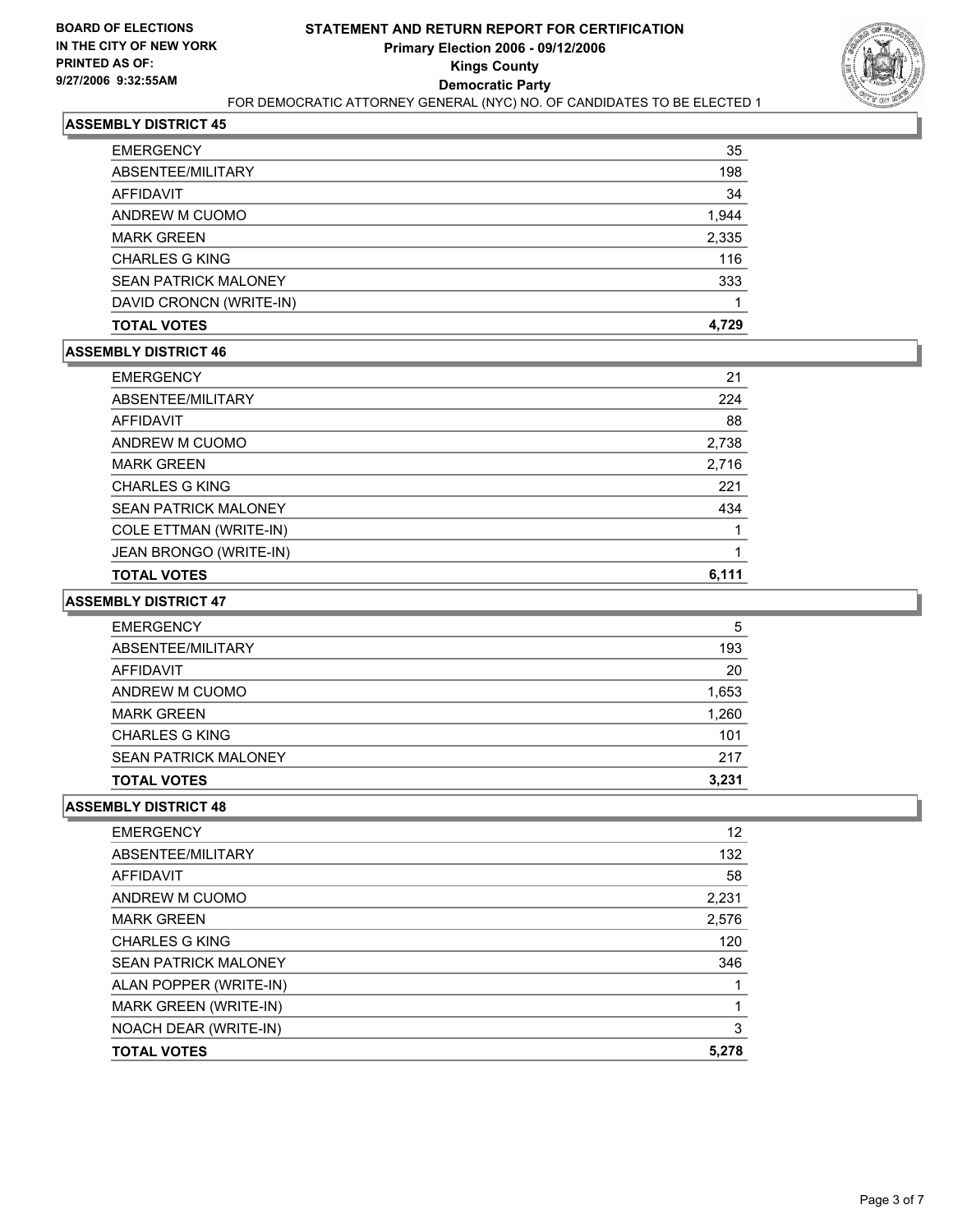BOARD OF ELECTIONS
IN THE CITY OF NEW YORK
PRINTED AS OF:
9/27/2006 9:32:55AM

# STATEMENT AND RETURN REPORT FOR CERTIFICATION
## Primary Election 2006 - 09/12/2006
## Kings County
## Democratic Party
FOR DEMOCRATIC ATTORNEY GENERAL (NYC) NO. OF CANDIDATES TO BE ELECTED 1

### ASSEMBLY DISTRICT 45

| | |
|---|---|
| EMERGENCY | 35 |
| ABSENTEE/MILITARY | 198 |
| AFFIDAVIT | 34 |
| ANDREW M CUOMO | 1,944 |
| MARK GREEN | 2,335 |
| CHARLES G KING | 116 |
| SEAN PATRICK MALONEY | 333 |
| DAVID CRONCN (WRITE-IN) | 1 |
| **TOTAL VOTES** | **4,729** |

### ASSEMBLY DISTRICT 46

| | |
|---|---|
| EMERGENCY | 21 |
| ABSENTEE/MILITARY | 224 |
| AFFIDAVIT | 88 |
| ANDREW M CUOMO | 2,738 |
| MARK GREEN | 2,716 |
| CHARLES G KING | 221 |
| SEAN PATRICK MALONEY | 434 |
| COLE ETTMAN (WRITE-IN) | 1 |
| JEAN BRONGO (WRITE-IN) | 1 |
| **TOTAL VOTES** | **6,111** |

### ASSEMBLY DISTRICT 47

| | |
|---|---|
| EMERGENCY | 5 |
| ABSENTEE/MILITARY | 193 |
| AFFIDAVIT | 20 |
| ANDREW M CUOMO | 1,653 |
| MARK GREEN | 1,260 |
| CHARLES G KING | 101 |
| SEAN PATRICK MALONEY | 217 |
| **TOTAL VOTES** | **3,231** |

### ASSEMBLY DISTRICT 48

| | |
|---|---|
| EMERGENCY | 12 |
| ABSENTEE/MILITARY | 132 |
| AFFIDAVIT | 58 |
| ANDREW M CUOMO | 2,231 |
| MARK GREEN | 2,576 |
| CHARLES G KING | 120 |
| SEAN PATRICK MALONEY | 346 |
| ALAN POPPER (WRITE-IN) | 1 |
| MARK GREEN (WRITE-IN) | 1 |
| NOACH DEAR (WRITE-IN) | 3 |
| **TOTAL VOTES** | **5,278** |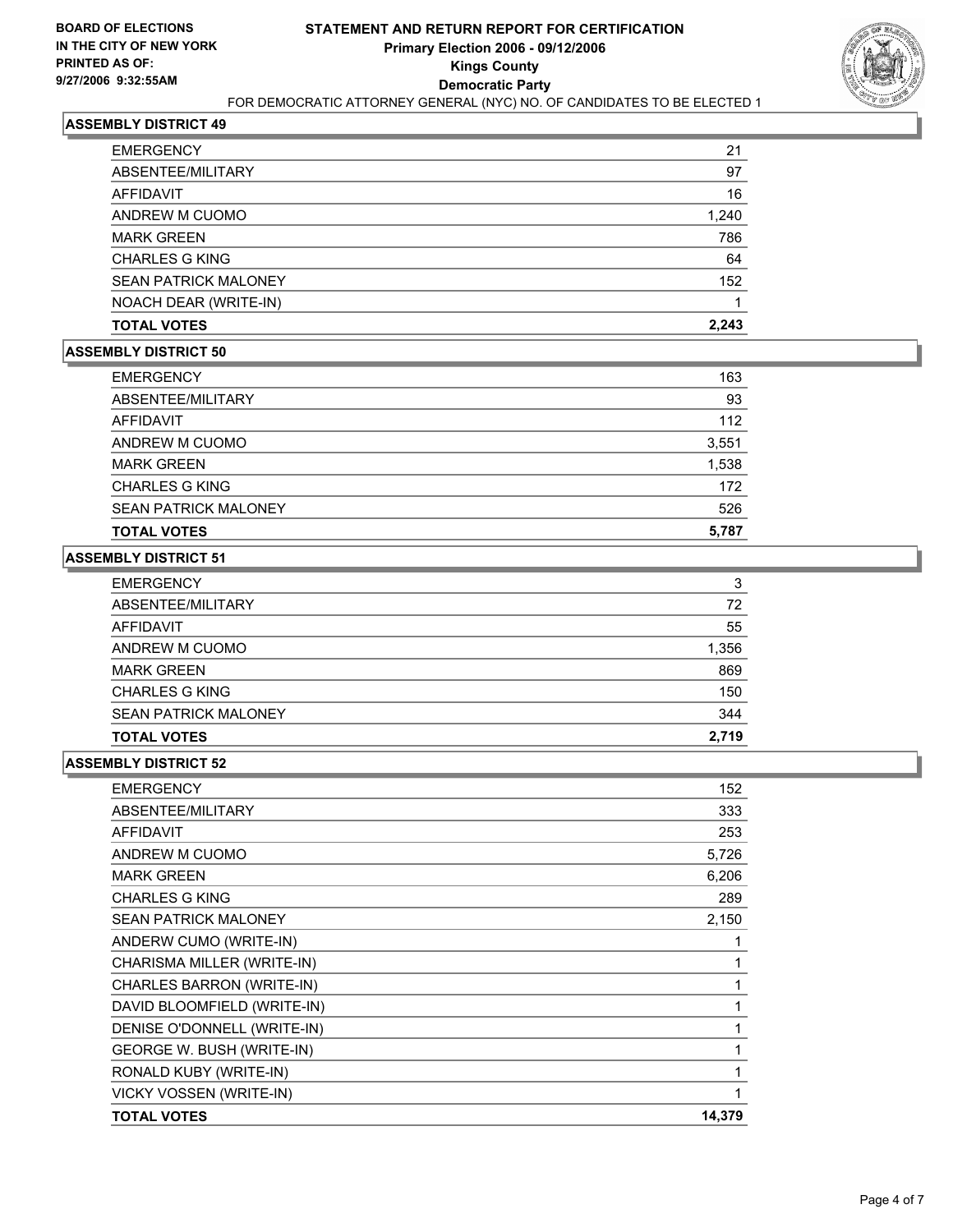**BOARD OF ELECTIONS IN THE CITY OF NEW YORK PRINTED AS OF: 9/27/2006 9:32:55AM**

# STATEMENT AND RETURN REPORT FOR CERTIFICATION
## Primary Election 2006 - 09/12/2006
## Kings County
## Democratic Party

FOR DEMOCRATIC ATTORNEY GENERAL (NYC) NO. OF CANDIDATES TO BE ELECTED 1

### ASSEMBLY DISTRICT 49

| | |
|---|---|
| EMERGENCY | 21 |
| ABSENTEE/MILITARY | 97 |
| AFFIDAVIT | 16 |
| ANDREW M CUOMO | 1,240 |
| MARK GREEN | 786 |
| CHARLES G KING | 64 |
| SEAN PATRICK MALONEY | 152 |
| NOACH DEAR (WRITE-IN) | 1 |
| **TOTAL VOTES** | **2,243** |

### ASSEMBLY DISTRICT 50

| | |
|---|---|
| EMERGENCY | 163 |
| ABSENTEE/MILITARY | 93 |
| AFFIDAVIT | 112 |
| ANDREW M CUOMO | 3,551 |
| MARK GREEN | 1,538 |
| CHARLES G KING | 172 |
| SEAN PATRICK MALONEY | 526 |
| **TOTAL VOTES** | **5,787** |

### ASSEMBLY DISTRICT 51

| | |
|---|---|
| EMERGENCY | 3 |
| ABSENTEE/MILITARY | 72 |
| AFFIDAVIT | 55 |
| ANDREW M CUOMO | 1,356 |
| MARK GREEN | 869 |
| CHARLES G KING | 150 |
| SEAN PATRICK MALONEY | 344 |
| **TOTAL VOTES** | **2,719** |

### ASSEMBLY DISTRICT 52

| | |
|---|---|
| EMERGENCY | 152 |
| ABSENTEE/MILITARY | 333 |
| AFFIDAVIT | 253 |
| ANDREW M CUOMO | 5,726 |
| MARK GREEN | 6,206 |
| CHARLES G KING | 289 |
| SEAN PATRICK MALONEY | 2,150 |
| ANDERW CUMO (WRITE-IN) | 1 |
| CHARISMA MILLER (WRITE-IN) | 1 |
| CHARLES BARRON (WRITE-IN) | 1 |
| DAVID BLOOMFIELD (WRITE-IN) | 1 |
| DENISE O'DONNELL (WRITE-IN) | 1 |
| GEORGE W. BUSH (WRITE-IN) | 1 |
| RONALD KUBY (WRITE-IN) | 1 |
| VICKY VOSSEN (WRITE-IN) | 1 |
| **TOTAL VOTES** | **14,379** |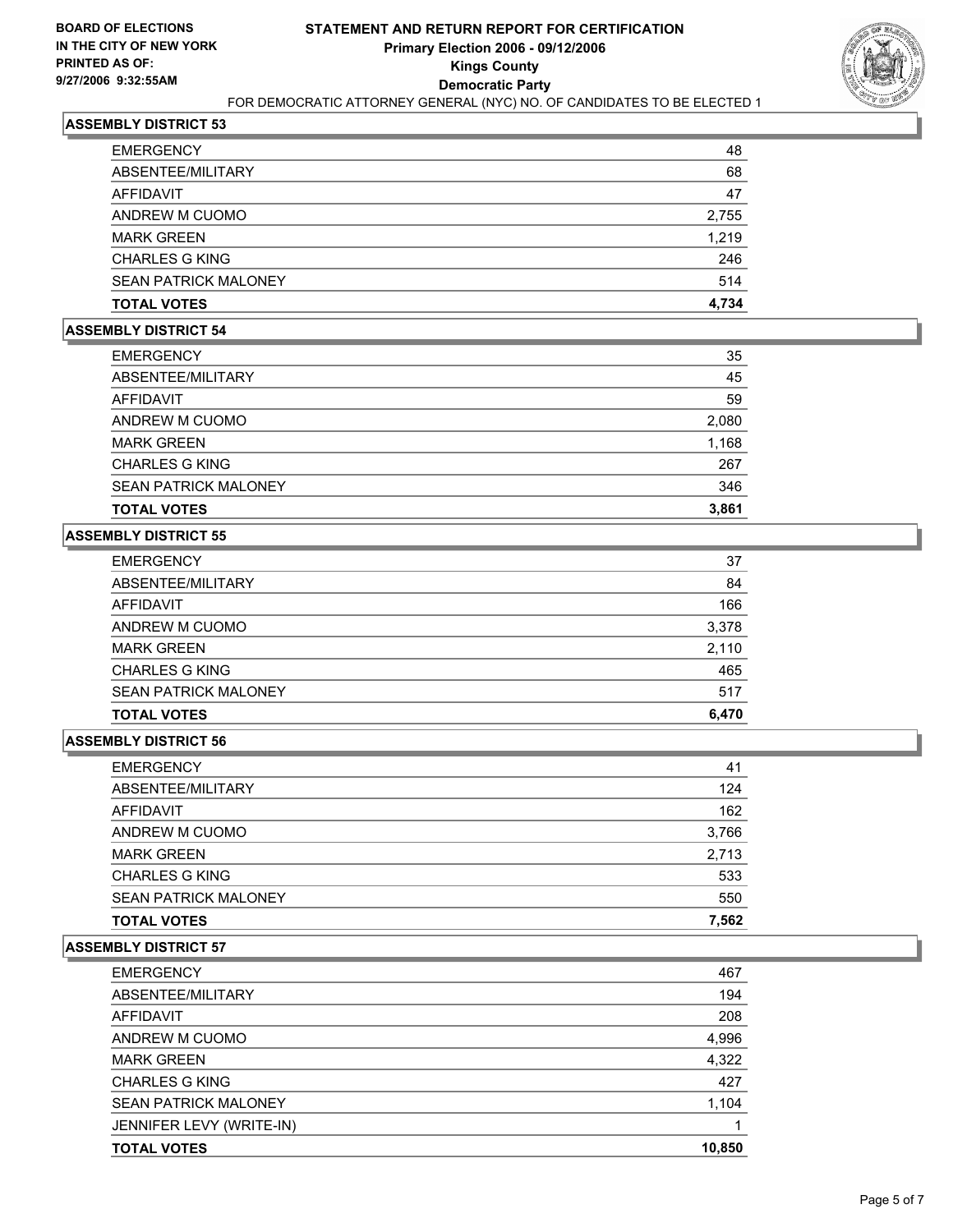BOARD OF ELECTIONS
IN THE CITY OF NEW YORK
PRINTED AS OF:
9/27/2006 9:32:55AM

# STATEMENT AND RETURN REPORT FOR CERTIFICATION
## Primary Election 2006 - 09/12/2006
## Kings County
## Democratic Party

FOR DEMOCRATIC ATTORNEY GENERAL (NYC) NO. OF CANDIDATES TO BE ELECTED 1

### ASSEMBLY DISTRICT 53

| | |
|---|---|
| EMERGENCY | 48 |
| ABSENTEE/MILITARY | 68 |
| AFFIDAVIT | 47 |
| ANDREW M CUOMO | 2,755 |
| MARK GREEN | 1,219 |
| CHARLES G KING | 246 |
| SEAN PATRICK MALONEY | 514 |
| **TOTAL VOTES** | **4,734** |

### ASSEMBLY DISTRICT 54

| | |
|---|---|
| EMERGENCY | 35 |
| ABSENTEE/MILITARY | 45 |
| AFFIDAVIT | 59 |
| ANDREW M CUOMO | 2,080 |
| MARK GREEN | 1,168 |
| CHARLES G KING | 267 |
| SEAN PATRICK MALONEY | 346 |
| **TOTAL VOTES** | **3,861** |

### ASSEMBLY DISTRICT 55

| | |
|---|---|
| EMERGENCY | 37 |
| ABSENTEE/MILITARY | 84 |
| AFFIDAVIT | 166 |
| ANDREW M CUOMO | 3,378 |
| MARK GREEN | 2,110 |
| CHARLES G KING | 465 |
| SEAN PATRICK MALONEY | 517 |
| **TOTAL VOTES** | **6,470** |

### ASSEMBLY DISTRICT 56

| | |
|---|---|
| EMERGENCY | 41 |
| ABSENTEE/MILITARY | 124 |
| AFFIDAVIT | 162 |
| ANDREW M CUOMO | 3,766 |
| MARK GREEN | 2,713 |
| CHARLES G KING | 533 |
| SEAN PATRICK MALONEY | 550 |
| **TOTAL VOTES** | **7,562** |

### ASSEMBLY DISTRICT 57

| | |
|---|---|
| EMERGENCY | 467 |
| ABSENTEE/MILITARY | 194 |
| AFFIDAVIT | 208 |
| ANDREW M CUOMO | 4,996 |
| MARK GREEN | 4,322 |
| CHARLES G KING | 427 |
| SEAN PATRICK MALONEY | 1,104 |
| JENNIFER LEVY (WRITE-IN) | 1 |
| **TOTAL VOTES** | **10,850** |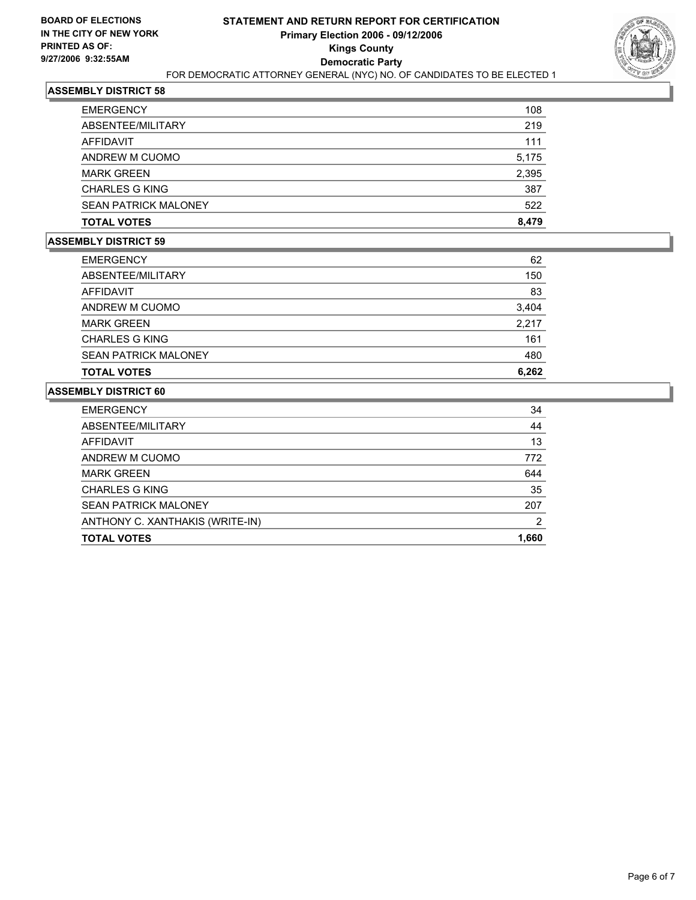**BOARD OF ELECTIONS IN THE CITY OF NEW YORK PRINTED AS OF: 9/27/2006 9:32:55AM**

# STATEMENT AND RETURN REPORT FOR CERTIFICATION
## Primary Election 2006 - 09/12/2006
## Kings County
## Democratic Party

FOR DEMOCRATIC ATTORNEY GENERAL (NYC) NO. OF CANDIDATES TO BE ELECTED 1

### ASSEMBLY DISTRICT 58

| | |
|---|---|
| EMERGENCY | 108 |
| ABSENTEE/MILITARY | 219 |
| AFFIDAVIT | 111 |
| ANDREW M CUOMO | 5,175 |
| MARK GREEN | 2,395 |
| CHARLES G KING | 387 |
| SEAN PATRICK MALONEY | 522 |
| **TOTAL VOTES** | **8,479** |

### ASSEMBLY DISTRICT 59

| | |
|---|---|
| EMERGENCY | 62 |
| ABSENTEE/MILITARY | 150 |
| AFFIDAVIT | 83 |
| ANDREW M CUOMO | 3,404 |
| MARK GREEN | 2,217 |
| CHARLES G KING | 161 |
| SEAN PATRICK MALONEY | 480 |
| **TOTAL VOTES** | **6,262** |

### ASSEMBLY DISTRICT 60

| | |
|---|---|
| EMERGENCY | 34 |
| ABSENTEE/MILITARY | 44 |
| AFFIDAVIT | 13 |
| ANDREW M CUOMO | 772 |
| MARK GREEN | 644 |
| CHARLES G KING | 35 |
| SEAN PATRICK MALONEY | 207 |
| ANTHONY C. XANTHAKIS (WRITE-IN) | 2 |
| **TOTAL VOTES** | **1,660** |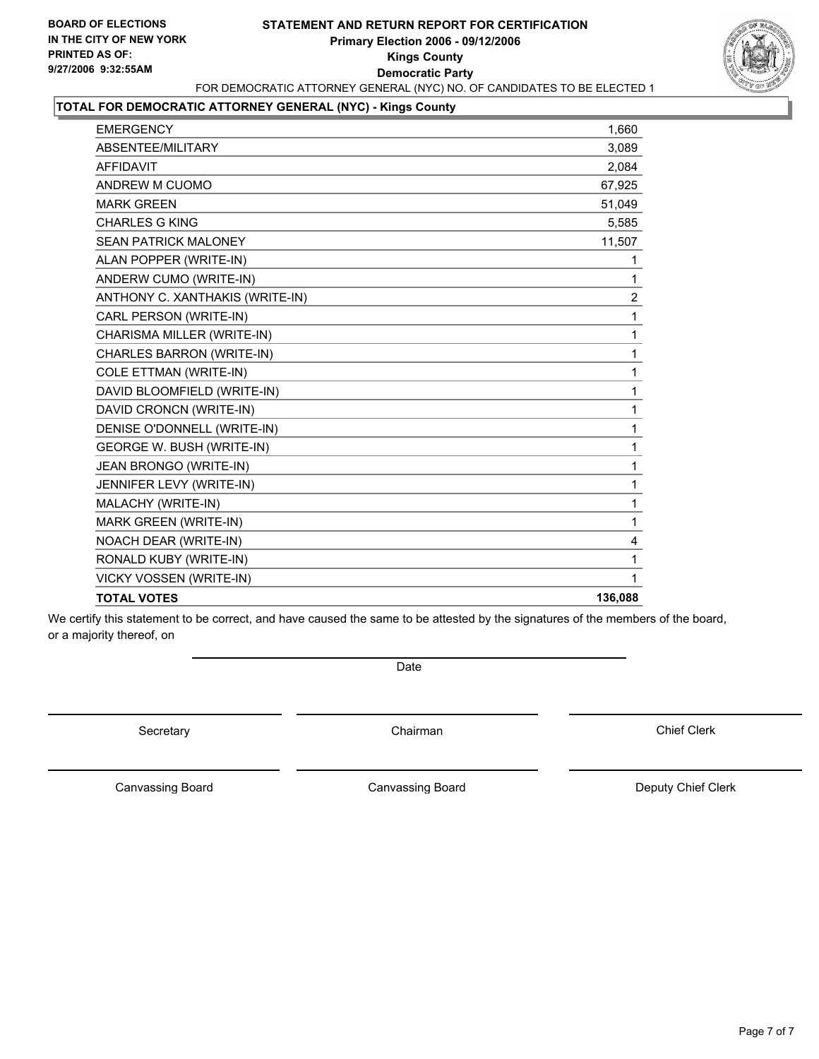**BOARD OF ELECTIONS IN THE CITY OF NEW YORK PRINTED AS OF: 9/27/2006 9:32:55AM**

# STATEMENT AND RETURN REPORT FOR CERTIFICATION
## Primary Election 2006 - 09/12/2006
## Kings County
## Democratic Party

FOR DEMOCRATIC ATTORNEY GENERAL (NYC) NO. OF CANDIDATES TO BE ELECTED 1

**TOTAL FOR DEMOCRATIC ATTORNEY GENERAL (NYC) - Kings County**

| | |
|---|---|
| EMERGENCY | 1,660 |
| ABSENTEE/MILITARY | 3,089 |
| AFFIDAVIT | 2,084 |
| ANDREW M CUOMO | 67,925 |
| MARK GREEN | 51,049 |
| CHARLES G KING | 5,585 |
| SEAN PATRICK MALONEY | 11,507 |
| ALAN POPPER (WRITE-IN) | 1 |
| ANDERW CUMO (WRITE-IN) | 1 |
| ANTHONY C. XANTHAKIS (WRITE-IN) | 2 |
| CARL PERSON (WRITE-IN) | 1 |
| CHARISMA MILLER (WRITE-IN) | 1 |
| CHARLES BARRON (WRITE-IN) | 1 |
| COLE ETTMAN (WRITE-IN) | 1 |
| DAVID BLOOMFIELD (WRITE-IN) | 1 |
| DAVID CRONCN (WRITE-IN) | 1 |
| DENISE O'DONNELL (WRITE-IN) | 1 |
| GEORGE W. BUSH (WRITE-IN) | 1 |
| JEAN BRONGO (WRITE-IN) | 1 |
| JENNIFER LEVY (WRITE-IN) | 1 |
| MALACHY (WRITE-IN) | 1 |
| MARK GREEN (WRITE-IN) | 1 |
| NOACH DEAR (WRITE-IN) | 4 |
| RONALD KUBY (WRITE-IN) | 1 |
| VICKY VOSSEN (WRITE-IN) | 1 |
| **TOTAL VOTES** | **136,088** |

We certify this statement to be correct, and have caused the same to be attested by the signatures of the members of the board, or a majority thereof, on

Date

Secretary | Chairman | Chief Clerk

Canvassing Board | Canvassing Board | Deputy Chief Clerk